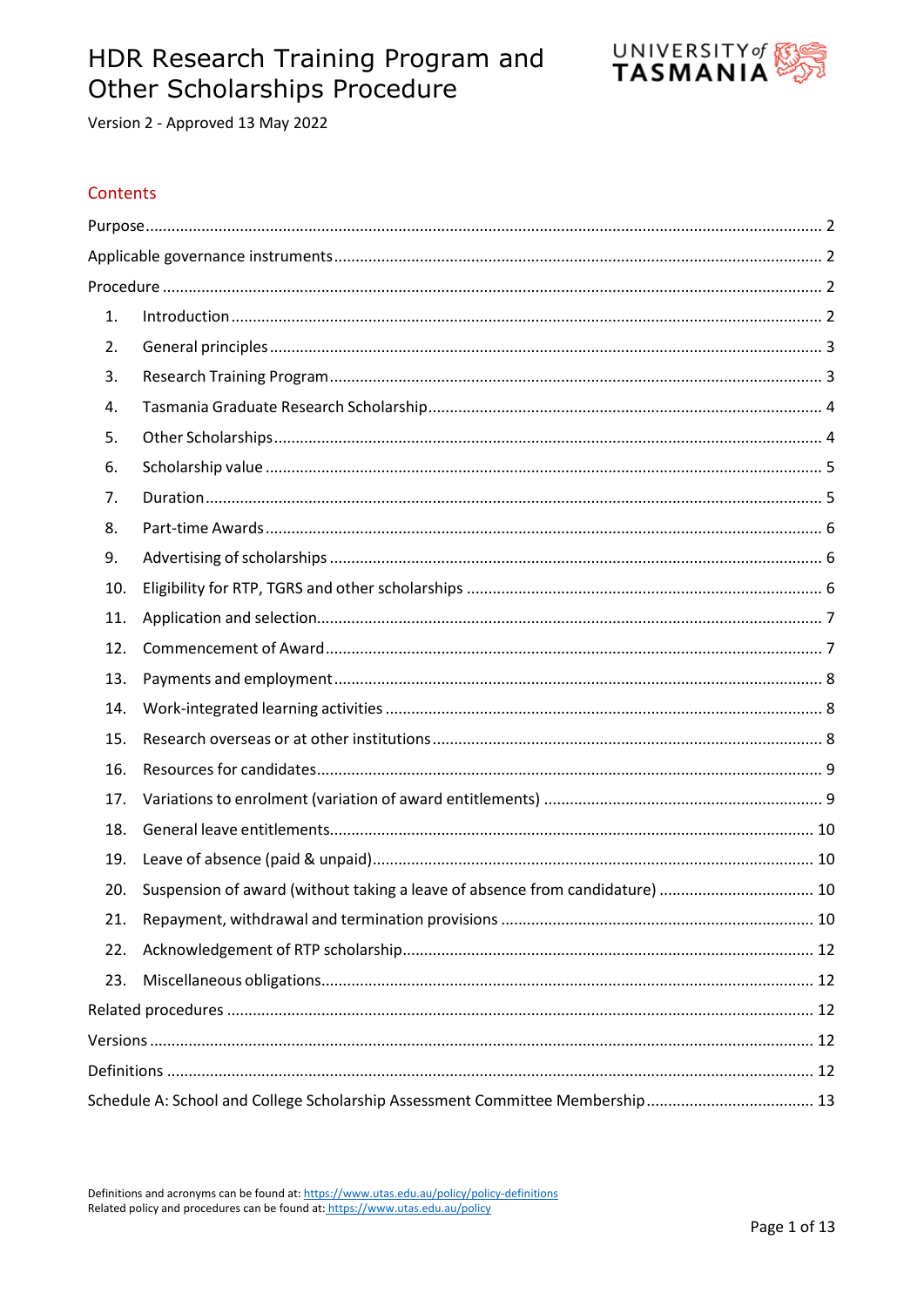# HDR Research Training Program and Other Scholarships Procedure

Version 2 - Approved 13 May 2022

## Contents

- Purpose ........ 2
- Applicable governance instruments ........ 2
- Procedure ........ 2
  1. Introduction ........ 2
  2. General principles ........ 3
  3. Research Training Program ........ 3
  4. Tasmania Graduate Research Scholarship ........ 4
  5. Other Scholarships ........ 4
  6. Scholarship value ........ 5
  7. Duration ........ 5
  8. Part-time Awards ........ 6
  9. Advertising of scholarships ........ 6
  10. Eligibility for RTP, TGRS and other scholarships ........ 6
  11. Application and selection ........ 7
  12. Commencement of Award ........ 7
  13. Payments and employment ........ 8
  14. Work-integrated learning activities ........ 8
  15. Research overseas or at other institutions ........ 8
  16. Resources for candidates ........ 9
  17. Variations to enrolment (variation of award entitlements) ........ 9
  18. General leave entitlements ........ 10
  19. Leave of absence (paid & unpaid) ........ 10
  20. Suspension of award (without taking a leave of absence from candidature) ........ 10
  21. Repayment, withdrawal and termination provisions ........ 10
  22. Acknowledgement of RTP scholarship ........ 12
  23. Miscellaneous obligations ........ 12
- Related procedures ........ 12
- Versions ........ 12
- Definitions ........ 12
- Schedule A: School and College Scholarship Assessment Committee Membership ........ 13

Definitions and acronyms can be found at: https://www.utas.edu.au/policy/policy-definitions
Related policy and procedures can be found at: https://www.utas.edu.au/policy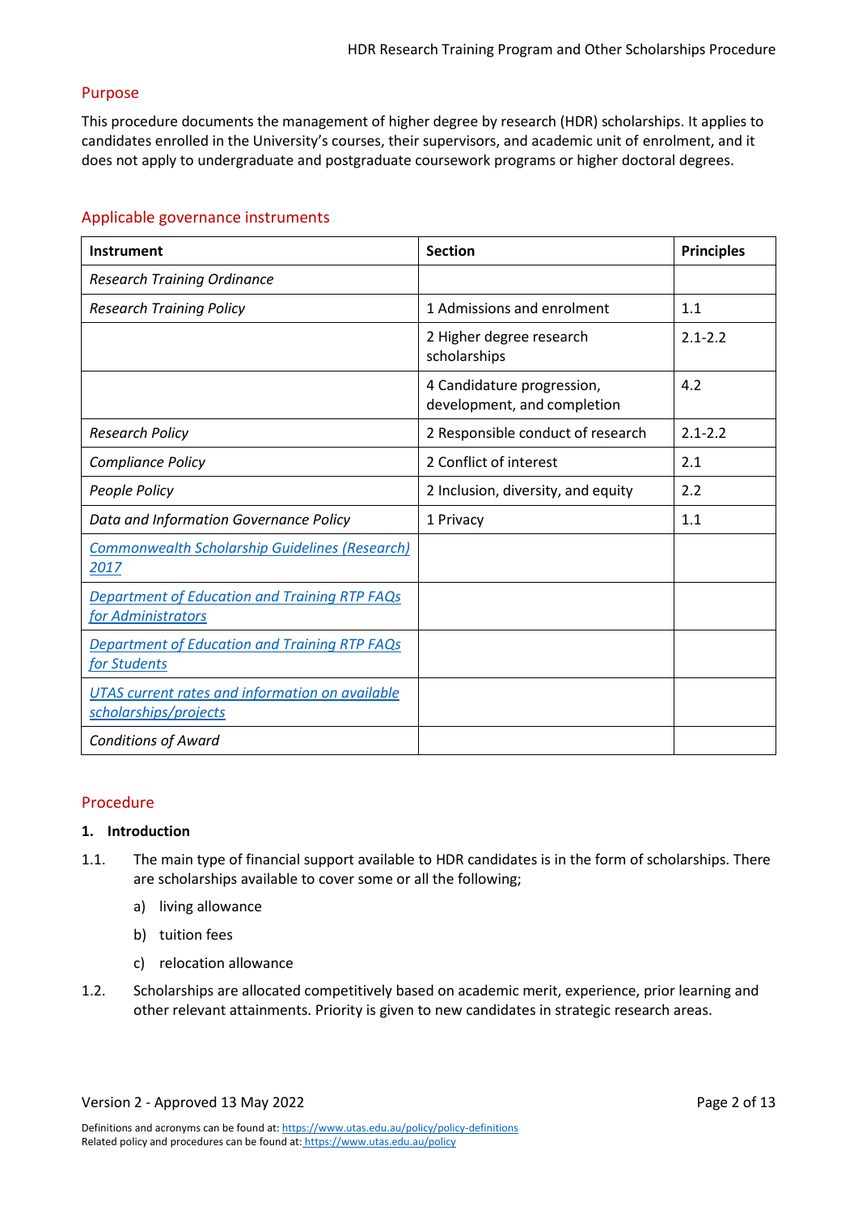## Purpose

This procedure documents the management of higher degree by research (HDR) scholarships. It applies to candidates enrolled in the University's courses, their supervisors, and academic unit of enrolment, and it does not apply to undergraduate and postgraduate coursework programs or higher doctoral degrees.

## Applicable governance instruments

| Instrument | Section | Principles |
|---|---|---|
| *Research Training Ordinance* | | |
| *Research Training Policy* | 1 Admissions and enrolment | 1.1 |
| | 2 Higher degree research scholarships | 2.1-2.2 |
| | 4 Candidature progression, development, and completion | 4.2 |
| *Research Policy* | 2 Responsible conduct of research | 2.1-2.2 |
| *Compliance Policy* | 2 Conflict of interest | 2.1 |
| *People Policy* | 2 Inclusion, diversity, and equity | 2.2 |
| *Data and Information Governance Policy* | 1 Privacy | 1.1 |
| *Commonwealth Scholarship Guidelines (Research) 2017* | | |
| *Department of Education and Training RTP FAQs for Administrators* | | |
| *Department of Education and Training RTP FAQs for Students* | | |
| *UTAS current rates and information on available scholarships/projects* | | |
| *Conditions of Award* | | |

## Procedure

### 1. Introduction

1.1. The main type of financial support available to HDR candidates is in the form of scholarships. There are scholarships available to cover some or all the following;

a) living allowance

b) tuition fees

c) relocation allowance

1.2. Scholarships are allocated competitively based on academic merit, experience, prior learning and other relevant attainments. Priority is given to new candidates in strategic research areas.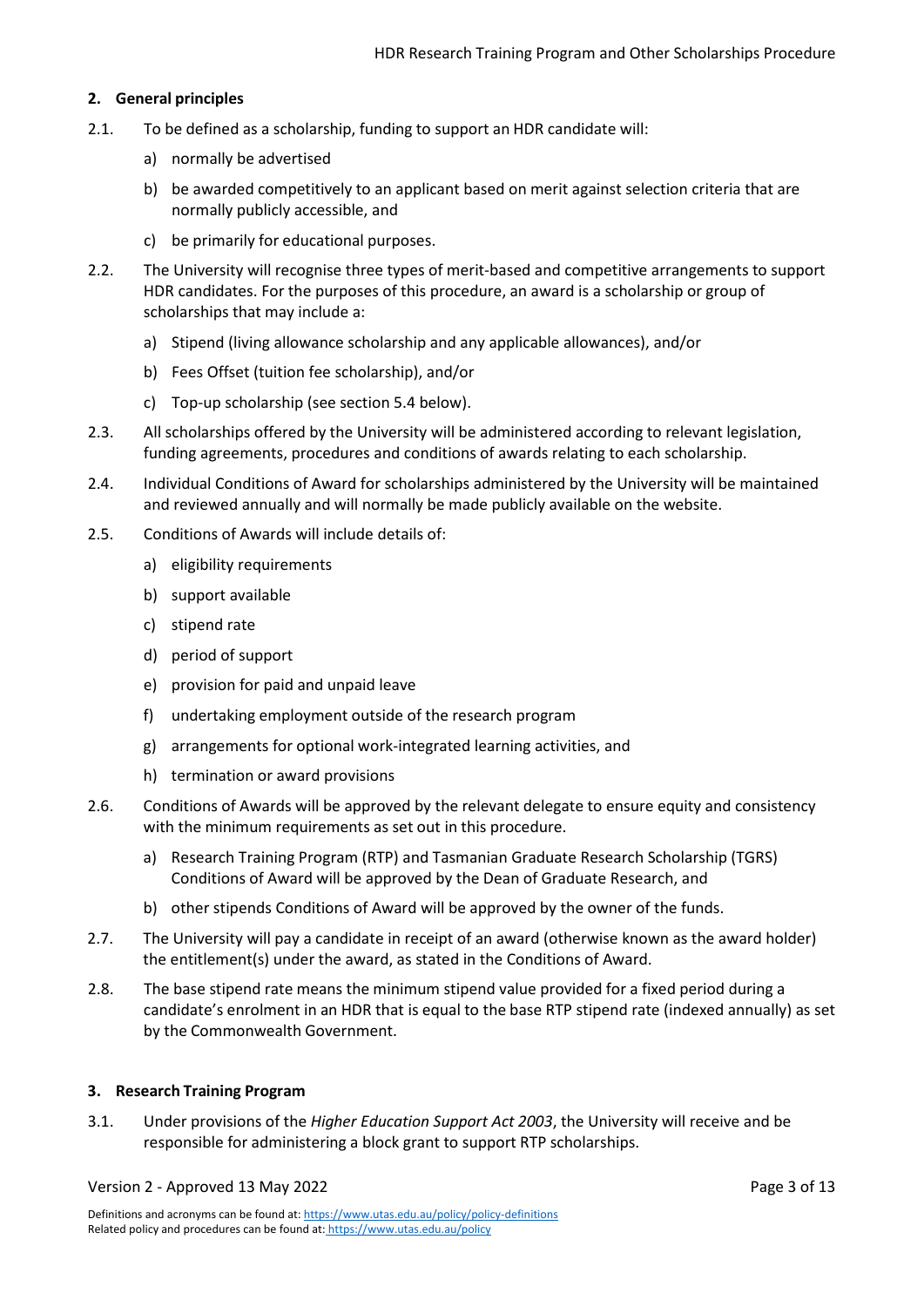## 2. General principles

2.1. To be defined as a scholarship, funding to support an HDR candidate will:

a) normally be advertised

b) be awarded competitively to an applicant based on merit against selection criteria that are normally publicly accessible, and

c) be primarily for educational purposes.

2.2. The University will recognise three types of merit-based and competitive arrangements to support HDR candidates. For the purposes of this procedure, an award is a scholarship or group of scholarships that may include a:

a) Stipend (living allowance scholarship and any applicable allowances), and/or

b) Fees Offset (tuition fee scholarship), and/or

c) Top-up scholarship (see section 5.4 below).

2.3. All scholarships offered by the University will be administered according to relevant legislation, funding agreements, procedures and conditions of awards relating to each scholarship.

2.4. Individual Conditions of Award for scholarships administered by the University will be maintained and reviewed annually and will normally be made publicly available on the website.

2.5. Conditions of Awards will include details of:

a) eligibility requirements

b) support available

c) stipend rate

d) period of support

e) provision for paid and unpaid leave

f) undertaking employment outside of the research program

g) arrangements for optional work-integrated learning activities, and

h) termination or award provisions

2.6. Conditions of Awards will be approved by the relevant delegate to ensure equity and consistency with the minimum requirements as set out in this procedure.

a) Research Training Program (RTP) and Tasmanian Graduate Research Scholarship (TGRS) Conditions of Award will be approved by the Dean of Graduate Research, and

b) other stipends Conditions of Award will be approved by the owner of the funds.

2.7. The University will pay a candidate in receipt of an award (otherwise known as the award holder) the entitlement(s) under the award, as stated in the Conditions of Award.

2.8. The base stipend rate means the minimum stipend value provided for a fixed period during a candidate's enrolment in an HDR that is equal to the base RTP stipend rate (indexed annually) as set by the Commonwealth Government.

## 3. Research Training Program

3.1. Under provisions of the *Higher Education Support Act 2003*, the University will receive and be responsible for administering a block grant to support RTP scholarships.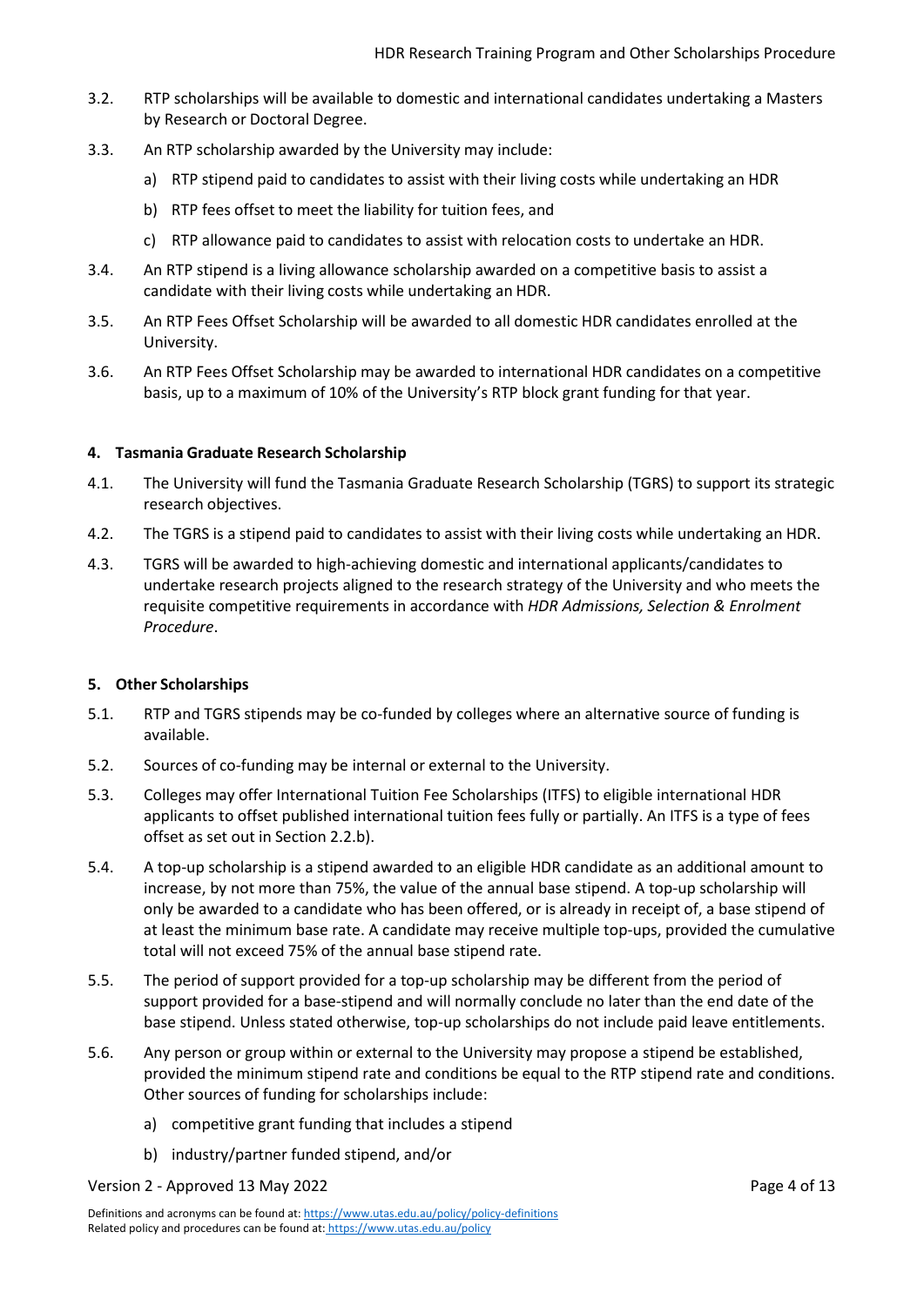3.2. RTP scholarships will be available to domestic and international candidates undertaking a Masters by Research or Doctoral Degree.

3.3. An RTP scholarship awarded by the University may include:

a) RTP stipend paid to candidates to assist with their living costs while undertaking an HDR

b) RTP fees offset to meet the liability for tuition fees, and

c) RTP allowance paid to candidates to assist with relocation costs to undertake an HDR.

3.4. An RTP stipend is a living allowance scholarship awarded on a competitive basis to assist a candidate with their living costs while undertaking an HDR.

3.5. An RTP Fees Offset Scholarship will be awarded to all domestic HDR candidates enrolled at the University.

3.6. An RTP Fees Offset Scholarship may be awarded to international HDR candidates on a competitive basis, up to a maximum of 10% of the University's RTP block grant funding for that year.

#### 4. Tasmania Graduate Research Scholarship

4.1. The University will fund the Tasmania Graduate Research Scholarship (TGRS) to support its strategic research objectives.

4.2. The TGRS is a stipend paid to candidates to assist with their living costs while undertaking an HDR.

4.3. TGRS will be awarded to high-achieving domestic and international applicants/candidates to undertake research projects aligned to the research strategy of the University and who meets the requisite competitive requirements in accordance with *HDR Admissions, Selection & Enrolment Procedure*.

#### 5. Other Scholarships

5.1. RTP and TGRS stipends may be co-funded by colleges where an alternative source of funding is available.

5.2. Sources of co-funding may be internal or external to the University.

5.3. Colleges may offer International Tuition Fee Scholarships (ITFS) to eligible international HDR applicants to offset published international tuition fees fully or partially. An ITFS is a type of fees offset as set out in Section 2.2.b).

5.4. A top-up scholarship is a stipend awarded to an eligible HDR candidate as an additional amount to increase, by not more than 75%, the value of the annual base stipend. A top-up scholarship will only be awarded to a candidate who has been offered, or is already in receipt of, a base stipend of at least the minimum base rate. A candidate may receive multiple top-ups, provided the cumulative total will not exceed 75% of the annual base stipend rate.

5.5. The period of support provided for a top-up scholarship may be different from the period of support provided for a base-stipend and will normally conclude no later than the end date of the base stipend. Unless stated otherwise, top-up scholarships do not include paid leave entitlements.

5.6. Any person or group within or external to the University may propose a stipend be established, provided the minimum stipend rate and conditions be equal to the RTP stipend rate and conditions. Other sources of funding for scholarships include:

a) competitive grant funding that includes a stipend

b) industry/partner funded stipend, and/or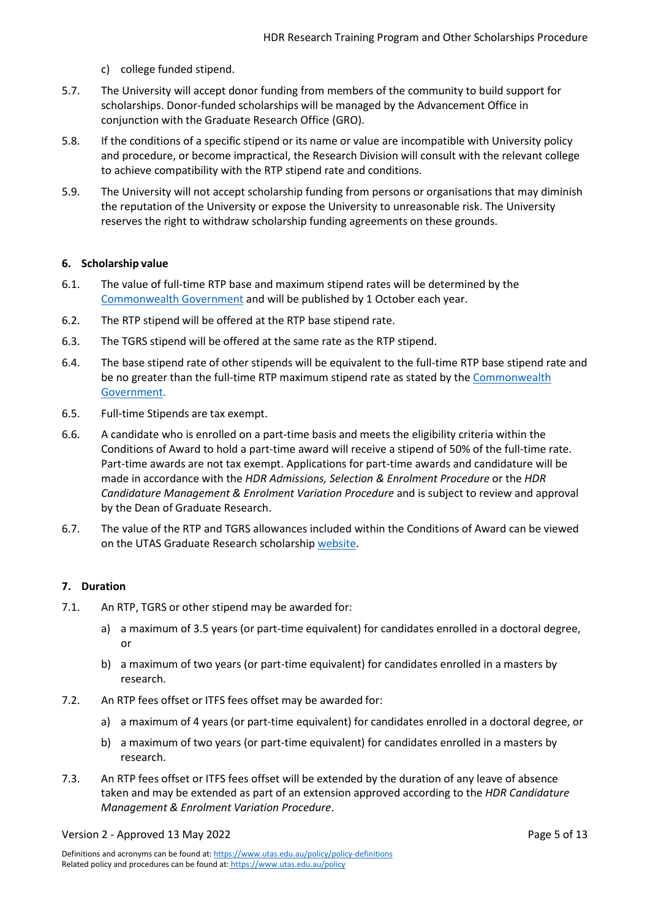c) college funded stipend.

5.7. The University will accept donor funding from members of the community to build support for scholarships. Donor-funded scholarships will be managed by the Advancement Office in conjunction with the Graduate Research Office (GRO).

5.8. If the conditions of a specific stipend or its name or value are incompatible with University policy and procedure, or become impractical, the Research Division will consult with the relevant college to achieve compatibility with the RTP stipend rate and conditions.

5.9. The University will not accept scholarship funding from persons or organisations that may diminish the reputation of the University or expose the University to unreasonable risk. The University reserves the right to withdraw scholarship funding agreements on these grounds.

## 6. Scholarship value

6.1. The value of full-time RTP base and maximum stipend rates will be determined by the Commonwealth Government and will be published by 1 October each year.

6.2. The RTP stipend will be offered at the RTP base stipend rate.

6.3. The TGRS stipend will be offered at the same rate as the RTP stipend.

6.4. The base stipend rate of other stipends will be equivalent to the full-time RTP base stipend rate and be no greater than the full-time RTP maximum stipend rate as stated by the Commonwealth Government.

6.5. Full-time Stipends are tax exempt.

6.6. A candidate who is enrolled on a part-time basis and meets the eligibility criteria within the Conditions of Award to hold a part-time award will receive a stipend of 50% of the full-time rate. Part-time awards are not tax exempt. Applications for part-time awards and candidature will be made in accordance with the *HDR Admissions, Selection & Enrolment Procedure* or the *HDR Candidature Management & Enrolment Variation Procedure* and is subject to review and approval by the Dean of Graduate Research.

6.7. The value of the RTP and TGRS allowances included within the Conditions of Award can be viewed on the UTAS Graduate Research scholarship website.

## 7. Duration

7.1. An RTP, TGRS or other stipend may be awarded for:

a) a maximum of 3.5 years (or part-time equivalent) for candidates enrolled in a doctoral degree, or

b) a maximum of two years (or part-time equivalent) for candidates enrolled in a masters by research.

7.2. An RTP fees offset or ITFS fees offset may be awarded for:

a) a maximum of 4 years (or part-time equivalent) for candidates enrolled in a doctoral degree, or

b) a maximum of two years (or part-time equivalent) for candidates enrolled in a masters by research.

7.3. An RTP fees offset or ITFS fees offset will be extended by the duration of any leave of absence taken and may be extended as part of an extension approved according to the *HDR Candidature Management & Enrolment Variation Procedure*.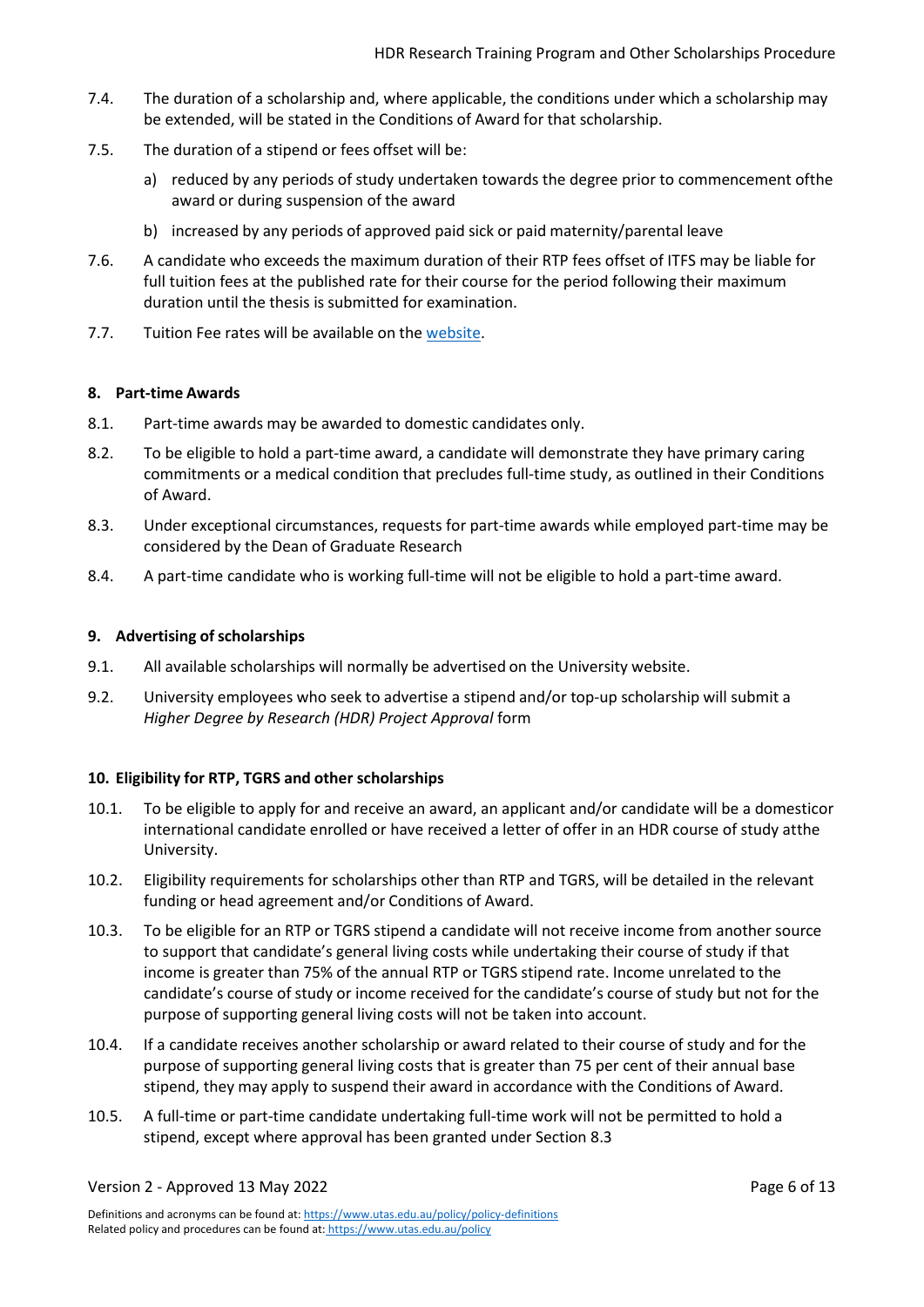7.4. The duration of a scholarship and, where applicable, the conditions under which a scholarship may be extended, will be stated in the Conditions of Award for that scholarship.

7.5. The duration of a stipend or fees offset will be:

a) reduced by any periods of study undertaken towards the degree prior to commencement ofthe award or during suspension of the award

b) increased by any periods of approved paid sick or paid maternity/parental leave

7.6. A candidate who exceeds the maximum duration of their RTP fees offset of ITFS may be liable for full tuition fees at the published rate for their course for the period following their maximum duration until the thesis is submitted for examination.

7.7. Tuition Fee rates will be available on the website.

## 8. Part-time Awards

8.1. Part-time awards may be awarded to domestic candidates only.

8.2. To be eligible to hold a part-time award, a candidate will demonstrate they have primary caring commitments or a medical condition that precludes full-time study, as outlined in their Conditions of Award.

8.3. Under exceptional circumstances, requests for part-time awards while employed part-time may be considered by the Dean of Graduate Research

8.4. A part-time candidate who is working full-time will not be eligible to hold a part-time award.

## 9. Advertising of scholarships

9.1. All available scholarships will normally be advertised on the University website.

9.2. University employees who seek to advertise a stipend and/or top-up scholarship will submit a *Higher Degree by Research (HDR) Project Approval* form

## 10. Eligibility for RTP, TGRS and other scholarships

10.1. To be eligible to apply for and receive an award, an applicant and/or candidate will be a domesticor international candidate enrolled or have received a letter of offer in an HDR course of study atthe University.

10.2. Eligibility requirements for scholarships other than RTP and TGRS, will be detailed in the relevant funding or head agreement and/or Conditions of Award.

10.3. To be eligible for an RTP or TGRS stipend a candidate will not receive income from another source to support that candidate's general living costs while undertaking their course of study if that income is greater than 75% of the annual RTP or TGRS stipend rate. Income unrelated to the candidate's course of study or income received for the candidate's course of study but not for the purpose of supporting general living costs will not be taken into account.

10.4. If a candidate receives another scholarship or award related to their course of study and for the purpose of supporting general living costs that is greater than 75 per cent of their annual base stipend, they may apply to suspend their award in accordance with the Conditions of Award.

10.5. A full-time or part-time candidate undertaking full-time work will not be permitted to hold a stipend, except where approval has been granted under Section 8.3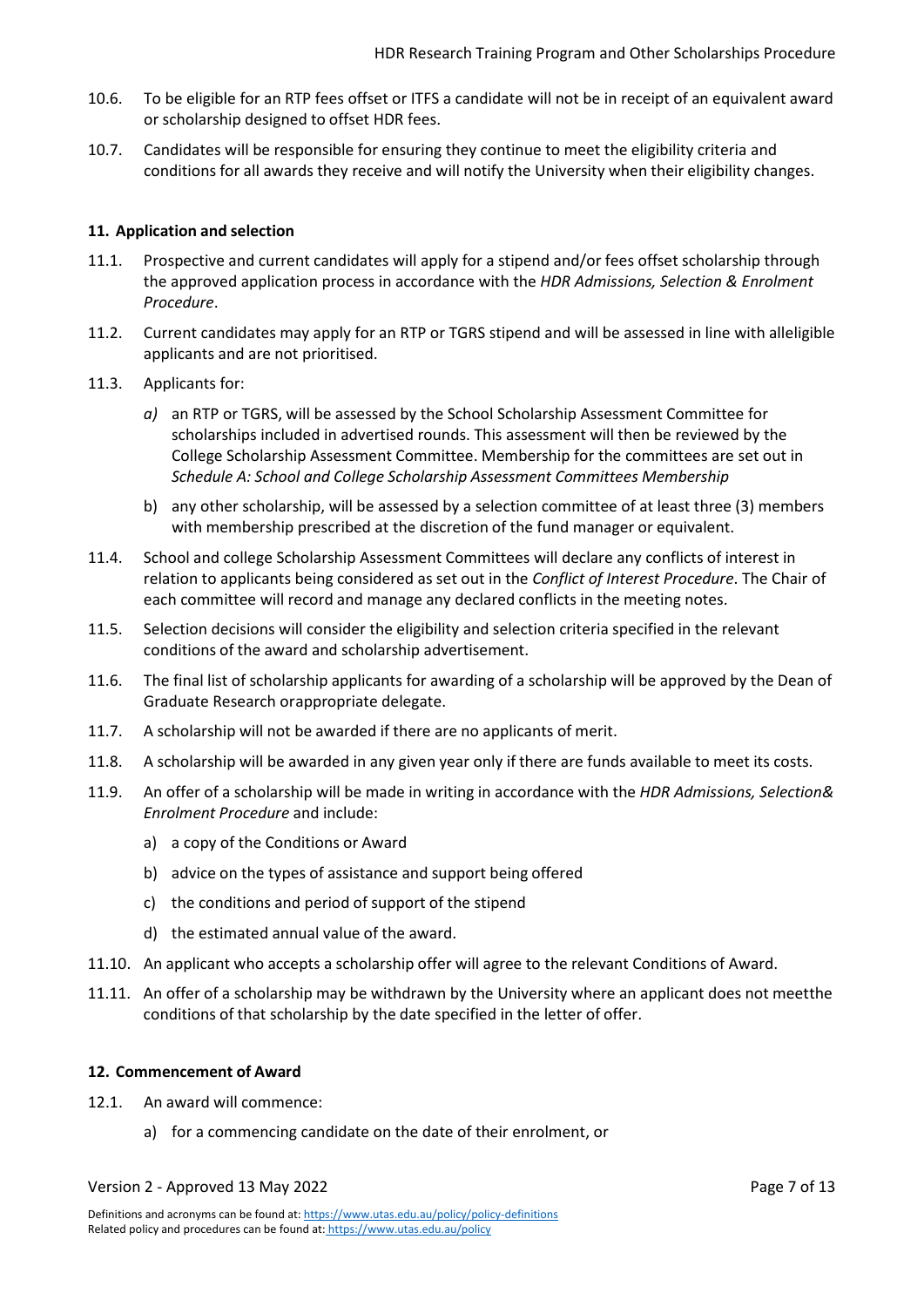10.6. To be eligible for an RTP fees offset or ITFS a candidate will not be in receipt of an equivalent award or scholarship designed to offset HDR fees.

10.7. Candidates will be responsible for ensuring they continue to meet the eligibility criteria and conditions for all awards they receive and will notify the University when their eligibility changes.

**11. Application and selection**

11.1. Prospective and current candidates will apply for a stipend and/or fees offset scholarship through the approved application process in accordance with the *HDR Admissions, Selection & Enrolment Procedure*.

11.2. Current candidates may apply for an RTP or TGRS stipend and will be assessed in line with alleligible applicants and are not prioritised.

11.3. Applicants for:

*a)* an RTP or TGRS, will be assessed by the School Scholarship Assessment Committee for scholarships included in advertised rounds. This assessment will then be reviewed by the College Scholarship Assessment Committee. Membership for the committees are set out in *Schedule A: School and College Scholarship Assessment Committees Membership*

b) any other scholarship, will be assessed by a selection committee of at least three (3) members with membership prescribed at the discretion of the fund manager or equivalent.

11.4. School and college Scholarship Assessment Committees will declare any conflicts of interest in relation to applicants being considered as set out in the *Conflict of Interest Procedure*. The Chair of each committee will record and manage any declared conflicts in the meeting notes.

11.5. Selection decisions will consider the eligibility and selection criteria specified in the relevant conditions of the award and scholarship advertisement.

11.6. The final list of scholarship applicants for awarding of a scholarship will be approved by the Dean of Graduate Research orappropriate delegate.

11.7. A scholarship will not be awarded if there are no applicants of merit.

11.8. A scholarship will be awarded in any given year only if there are funds available to meet its costs.

11.9. An offer of a scholarship will be made in writing in accordance with the *HDR Admissions, Selection& Enrolment Procedure* and include:

a) a copy of the Conditions or Award

b) advice on the types of assistance and support being offered

c) the conditions and period of support of the stipend

d) the estimated annual value of the award.

11.10. An applicant who accepts a scholarship offer will agree to the relevant Conditions of Award.

11.11. An offer of a scholarship may be withdrawn by the University where an applicant does not meetthe conditions of that scholarship by the date specified in the letter of offer.

**12. Commencement of Award**

12.1. An award will commence:

a) for a commencing candidate on the date of their enrolment, or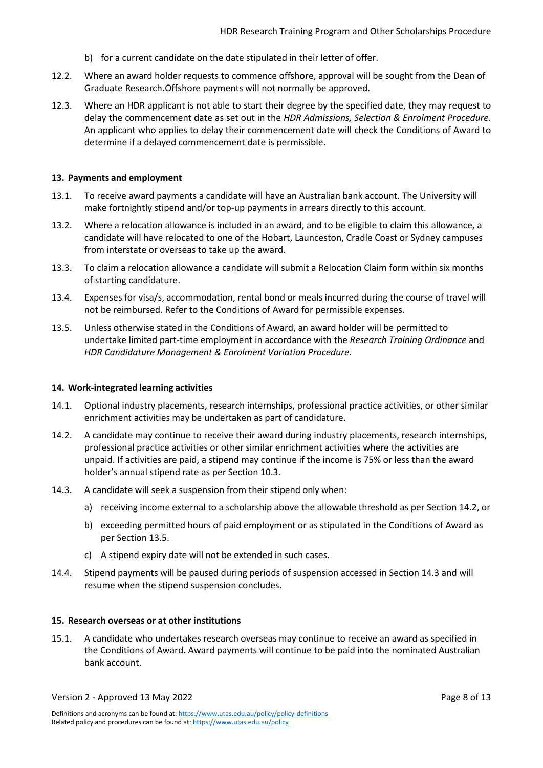b) for a current candidate on the date stipulated in their letter of offer.

12.2. Where an award holder requests to commence offshore, approval will be sought from the Dean of Graduate Research.Offshore payments will not normally be approved.

12.3. Where an HDR applicant is not able to start their degree by the specified date, they may request to delay the commencement date as set out in the *HDR Admissions, Selection & Enrolment Procedure*. An applicant who applies to delay their commencement date will check the Conditions of Award to determine if a delayed commencement date is permissible.

**13. Payments and employment**

13.1. To receive award payments a candidate will have an Australian bank account. The University will make fortnightly stipend and/or top-up payments in arrears directly to this account.

13.2. Where a relocation allowance is included in an award, and to be eligible to claim this allowance, a candidate will have relocated to one of the Hobart, Launceston, Cradle Coast or Sydney campuses from interstate or overseas to take up the award.

13.3. To claim a relocation allowance a candidate will submit a Relocation Claim form within six months of starting candidature.

13.4. Expenses for visa/s, accommodation, rental bond or meals incurred during the course of travel will not be reimbursed. Refer to the Conditions of Award for permissible expenses.

13.5. Unless otherwise stated in the Conditions of Award, an award holder will be permitted to undertake limited part-time employment in accordance with the *Research Training Ordinance* and *HDR Candidature Management & Enrolment Variation Procedure*.

**14. Work-integrated learning activities**

14.1. Optional industry placements, research internships, professional practice activities, or other similar enrichment activities may be undertaken as part of candidature.

14.2. A candidate may continue to receive their award during industry placements, research internships, professional practice activities or other similar enrichment activities where the activities are unpaid. If activities are paid, a stipend may continue if the income is 75% or less than the award holder's annual stipend rate as per Section 10.3.

14.3. A candidate will seek a suspension from their stipend only when:

a) receiving income external to a scholarship above the allowable threshold as per Section 14.2, or

b) exceeding permitted hours of paid employment or as stipulated in the Conditions of Award as per Section 13.5.

c) A stipend expiry date will not be extended in such cases.

14.4. Stipend payments will be paused during periods of suspension accessed in Section 14.3 and will resume when the stipend suspension concludes.

**15. Research overseas or at other institutions**

15.1. A candidate who undertakes research overseas may continue to receive an award as specified in the Conditions of Award. Award payments will continue to be paid into the nominated Australian bank account.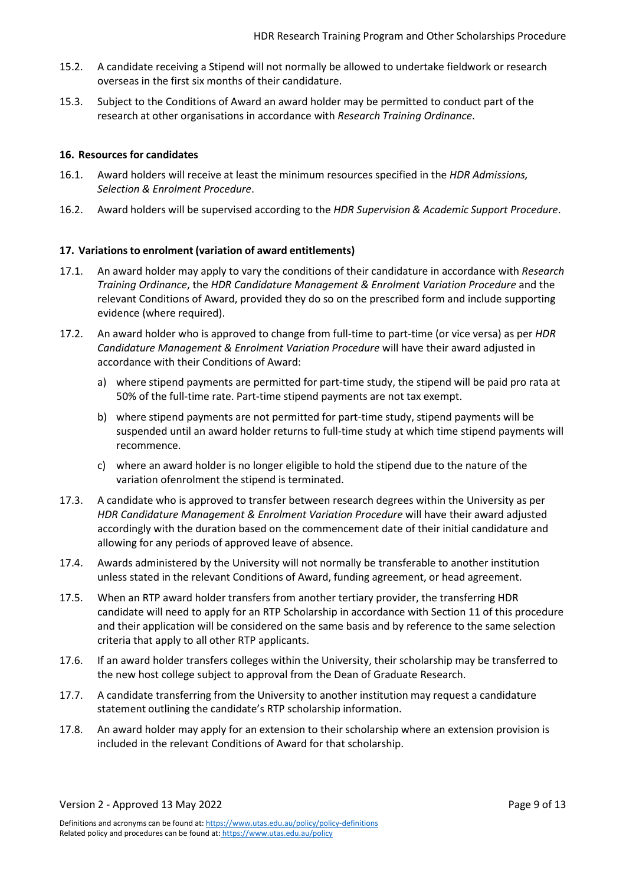15.2. A candidate receiving a Stipend will not normally be allowed to undertake fieldwork or research overseas in the first six months of their candidature.

15.3. Subject to the Conditions of Award an award holder may be permitted to conduct part of the research at other organisations in accordance with *Research Training Ordinance*.

**16. Resources for candidates**

16.1. Award holders will receive at least the minimum resources specified in the *HDR Admissions, Selection & Enrolment Procedure*.

16.2. Award holders will be supervised according to the *HDR Supervision & Academic Support Procedure*.

**17. Variations to enrolment (variation of award entitlements)**

17.1. An award holder may apply to vary the conditions of their candidature in accordance with *Research Training Ordinance*, the *HDR Candidature Management & Enrolment Variation Procedure* and the relevant Conditions of Award, provided they do so on the prescribed form and include supporting evidence (where required).

17.2. An award holder who is approved to change from full-time to part-time (or vice versa) as per *HDR Candidature Management & Enrolment Variation Procedure* will have their award adjusted in accordance with their Conditions of Award:

a) where stipend payments are permitted for part-time study, the stipend will be paid pro rata at 50% of the full-time rate. Part-time stipend payments are not tax exempt.

b) where stipend payments are not permitted for part-time study, stipend payments will be suspended until an award holder returns to full-time study at which time stipend payments will recommence.

c) where an award holder is no longer eligible to hold the stipend due to the nature of the variation ofenrolment the stipend is terminated.

17.3. A candidate who is approved to transfer between research degrees within the University as per *HDR Candidature Management & Enrolment Variation Procedure* will have their award adjusted accordingly with the duration based on the commencement date of their initial candidature and allowing for any periods of approved leave of absence.

17.4. Awards administered by the University will not normally be transferable to another institution unless stated in the relevant Conditions of Award, funding agreement, or head agreement.

17.5. When an RTP award holder transfers from another tertiary provider, the transferring HDR candidate will need to apply for an RTP Scholarship in accordance with Section 11 of this procedure and their application will be considered on the same basis and by reference to the same selection criteria that apply to all other RTP applicants.

17.6. If an award holder transfers colleges within the University, their scholarship may be transferred to the new host college subject to approval from the Dean of Graduate Research.

17.7. A candidate transferring from the University to another institution may request a candidature statement outlining the candidate's RTP scholarship information.

17.8. An award holder may apply for an extension to their scholarship where an extension provision is included in the relevant Conditions of Award for that scholarship.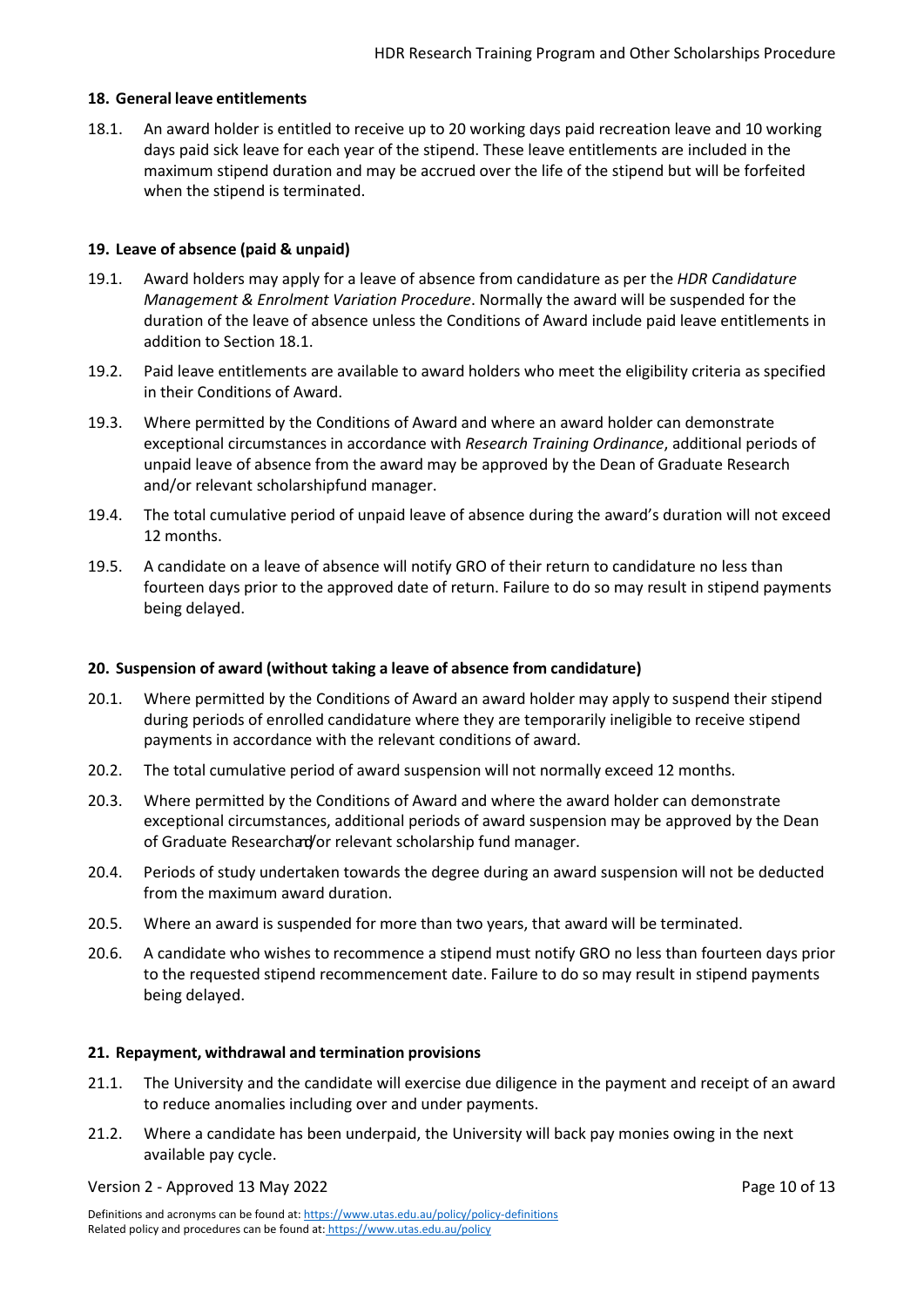## 18. General leave entitlements

18.1. An award holder is entitled to receive up to 20 working days paid recreation leave and 10 working days paid sick leave for each year of the stipend. These leave entitlements are included in the maximum stipend duration and may be accrued over the life of the stipend but will be forfeited when the stipend is terminated.

## 19. Leave of absence (paid & unpaid)

19.1. Award holders may apply for a leave of absence from candidature as per the *HDR Candidature Management & Enrolment Variation Procedure*. Normally the award will be suspended for the duration of the leave of absence unless the Conditions of Award include paid leave entitlements in addition to Section 18.1.

19.2. Paid leave entitlements are available to award holders who meet the eligibility criteria as specified in their Conditions of Award.

19.3. Where permitted by the Conditions of Award and where an award holder can demonstrate exceptional circumstances in accordance with *Research Training Ordinance*, additional periods of unpaid leave of absence from the award may be approved by the Dean of Graduate Research and/or relevant scholarshipfund manager.

19.4. The total cumulative period of unpaid leave of absence during the award's duration will not exceed 12 months.

19.5. A candidate on a leave of absence will notify GRO of their return to candidature no less than fourteen days prior to the approved date of return. Failure to do so may result in stipend payments being delayed.

## 20. Suspension of award (without taking a leave of absence from candidature)

20.1. Where permitted by the Conditions of Award an award holder may apply to suspend their stipend during periods of enrolled candidature where they are temporarily ineligible to receive stipend payments in accordance with the relevant conditions of award.

20.2. The total cumulative period of award suspension will not normally exceed 12 months.

20.3. Where permitted by the Conditions of Award and where the award holder can demonstrate exceptional circumstances, additional periods of award suspension may be approved by the Dean of Graduate Research and/or relevant scholarship fund manager.

20.4. Periods of study undertaken towards the degree during an award suspension will not be deducted from the maximum award duration.

20.5. Where an award is suspended for more than two years, that award will be terminated.

20.6. A candidate who wishes to recommence a stipend must notify GRO no less than fourteen days prior to the requested stipend recommencement date. Failure to do so may result in stipend payments being delayed.

## 21. Repayment, withdrawal and termination provisions

21.1. The University and the candidate will exercise due diligence in the payment and receipt of an award to reduce anomalies including over and under payments.

21.2. Where a candidate has been underpaid, the University will back pay monies owing in the next available pay cycle.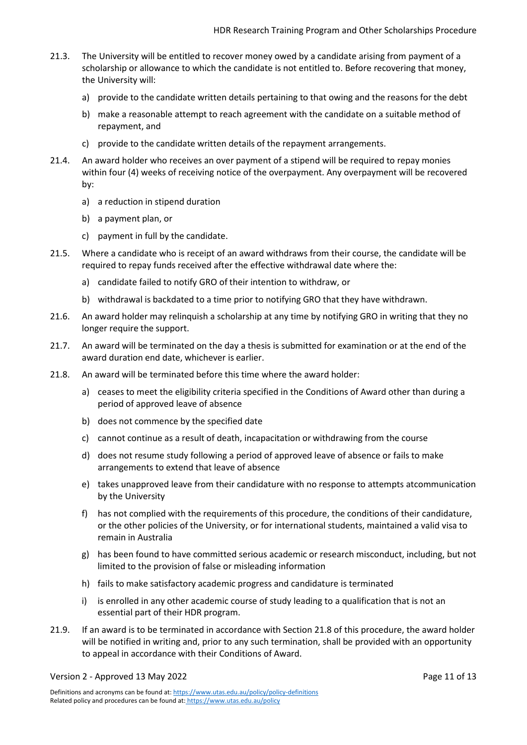21.3. The University will be entitled to recover money owed by a candidate arising from payment of a scholarship or allowance to which the candidate is not entitled to. Before recovering that money, the University will:

a) provide to the candidate written details pertaining to that owing and the reasons for the debt

b) make a reasonable attempt to reach agreement with the candidate on a suitable method of repayment, and

c) provide to the candidate written details of the repayment arrangements.

21.4. An award holder who receives an over payment of a stipend will be required to repay monies within four (4) weeks of receiving notice of the overpayment. Any overpayment will be recovered by:

a) a reduction in stipend duration

b) a payment plan, or

c) payment in full by the candidate.

21.5. Where a candidate who is receipt of an award withdraws from their course, the candidate will be required to repay funds received after the effective withdrawal date where the:

a) candidate failed to notify GRO of their intention to withdraw, or

b) withdrawal is backdated to a time prior to notifying GRO that they have withdrawn.

21.6. An award holder may relinquish a scholarship at any time by notifying GRO in writing that they no longer require the support.

21.7. An award will be terminated on the day a thesis is submitted for examination or at the end of the award duration end date, whichever is earlier.

21.8. An award will be terminated before this time where the award holder:

a) ceases to meet the eligibility criteria specified in the Conditions of Award other than during a period of approved leave of absence

b) does not commence by the specified date

c) cannot continue as a result of death, incapacitation or withdrawing from the course

d) does not resume study following a period of approved leave of absence or fails to make arrangements to extend that leave of absence

e) takes unapproved leave from their candidature with no response to attempts atcommunication by the University

f) has not complied with the requirements of this procedure, the conditions of their candidature, or the other policies of the University, or for international students, maintained a valid visa to remain in Australia

g) has been found to have committed serious academic or research misconduct, including, but not limited to the provision of false or misleading information

h) fails to make satisfactory academic progress and candidature is terminated

i) is enrolled in any other academic course of study leading to a qualification that is not an essential part of their HDR program.

21.9. If an award is to be terminated in accordance with Section 21.8 of this procedure, the award holder will be notified in writing and, prior to any such termination, shall be provided with an opportunity to appeal in accordance with their Conditions of Award.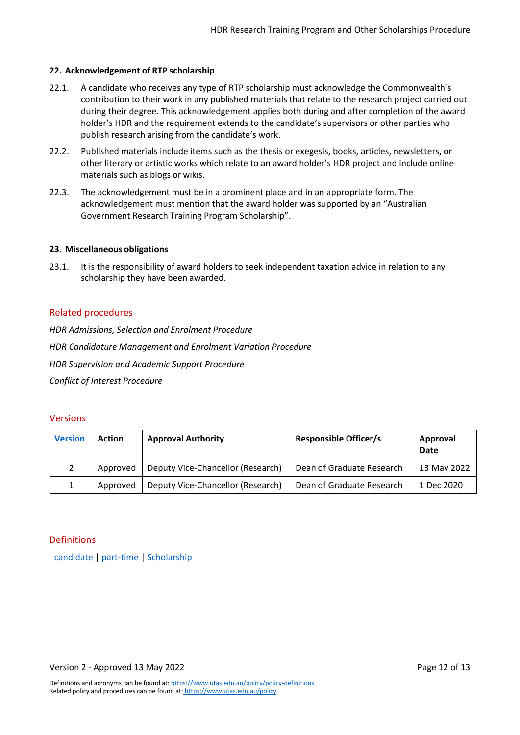## 22. Acknowledgement of RTP scholarship

22.1. A candidate who receives any type of RTP scholarship must acknowledge the Commonwealth's contribution to their work in any published materials that relate to the research project carried out during their degree. This acknowledgement applies both during and after completion of the award holder's HDR and the requirement extends to the candidate's supervisors or other parties who publish research arising from the candidate's work.

22.2. Published materials include items such as the thesis or exegesis, books, articles, newsletters, or other literary or artistic works which relate to an award holder's HDR project and include online materials such as blogs or wikis.

22.3. The acknowledgement must be in a prominent place and in an appropriate form. The acknowledgement must mention that the award holder was supported by an "Australian Government Research Training Program Scholarship".

## 23. Miscellaneous obligations

23.1. It is the responsibility of award holders to seek independent taxation advice in relation to any scholarship they have been awarded.

## Related procedures

*HDR Admissions, Selection and Enrolment Procedure*

*HDR Candidature Management and Enrolment Variation Procedure*

*HDR Supervision and Academic Support Procedure*

*Conflict of Interest Procedure*

## Versions

| Version | Action | Approval Authority | Responsible Officer/s | Approval Date |
|---|---|---|---|---|
| 2 | Approved | Deputy Vice-Chancellor (Research) | Dean of Graduate Research | 13 May 2022 |
| 1 | Approved | Deputy Vice-Chancellor (Research) | Dean of Graduate Research | 1 Dec 2020 |

## Definitions

candidate | part-time | Scholarship

Definitions and acronyms can be found at: https://www.utas.edu.au/policy/policy-definitions
Related policy and procedures can be found at: https://www.utas.edu.au/policy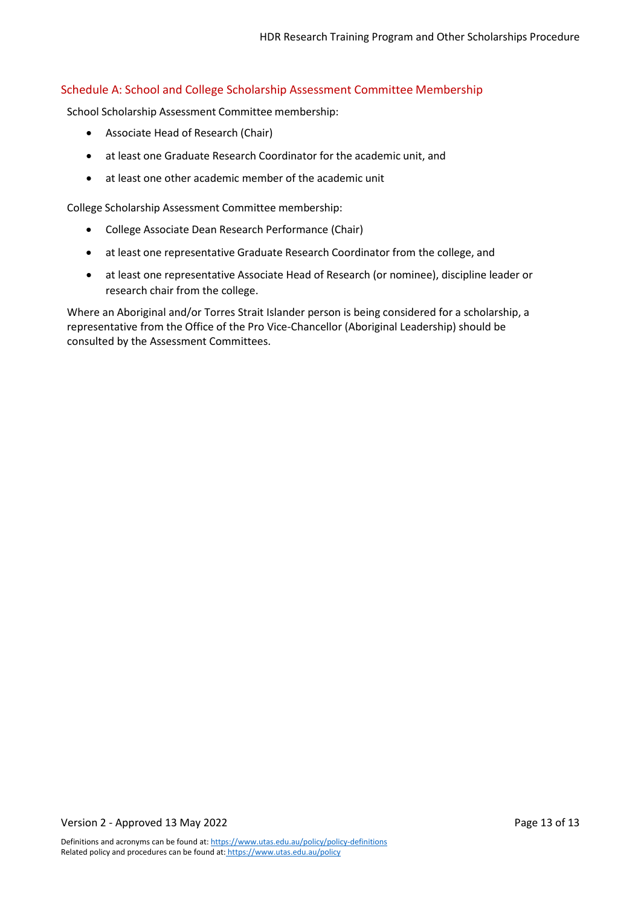## Schedule A: School and College Scholarship Assessment Committee Membership

School Scholarship Assessment Committee membership:

- Associate Head of Research (Chair)
- at least one Graduate Research Coordinator for the academic unit, and
- at least one other academic member of the academic unit

College Scholarship Assessment Committee membership:

- College Associate Dean Research Performance (Chair)
- at least one representative Graduate Research Coordinator from the college, and
- at least one representative Associate Head of Research (or nominee), discipline leader or research chair from the college.

Where an Aboriginal and/or Torres Strait Islander person is being considered for a scholarship, a representative from the Office of the Pro Vice-Chancellor (Aboriginal Leadership) should be consulted by the Assessment Committees.